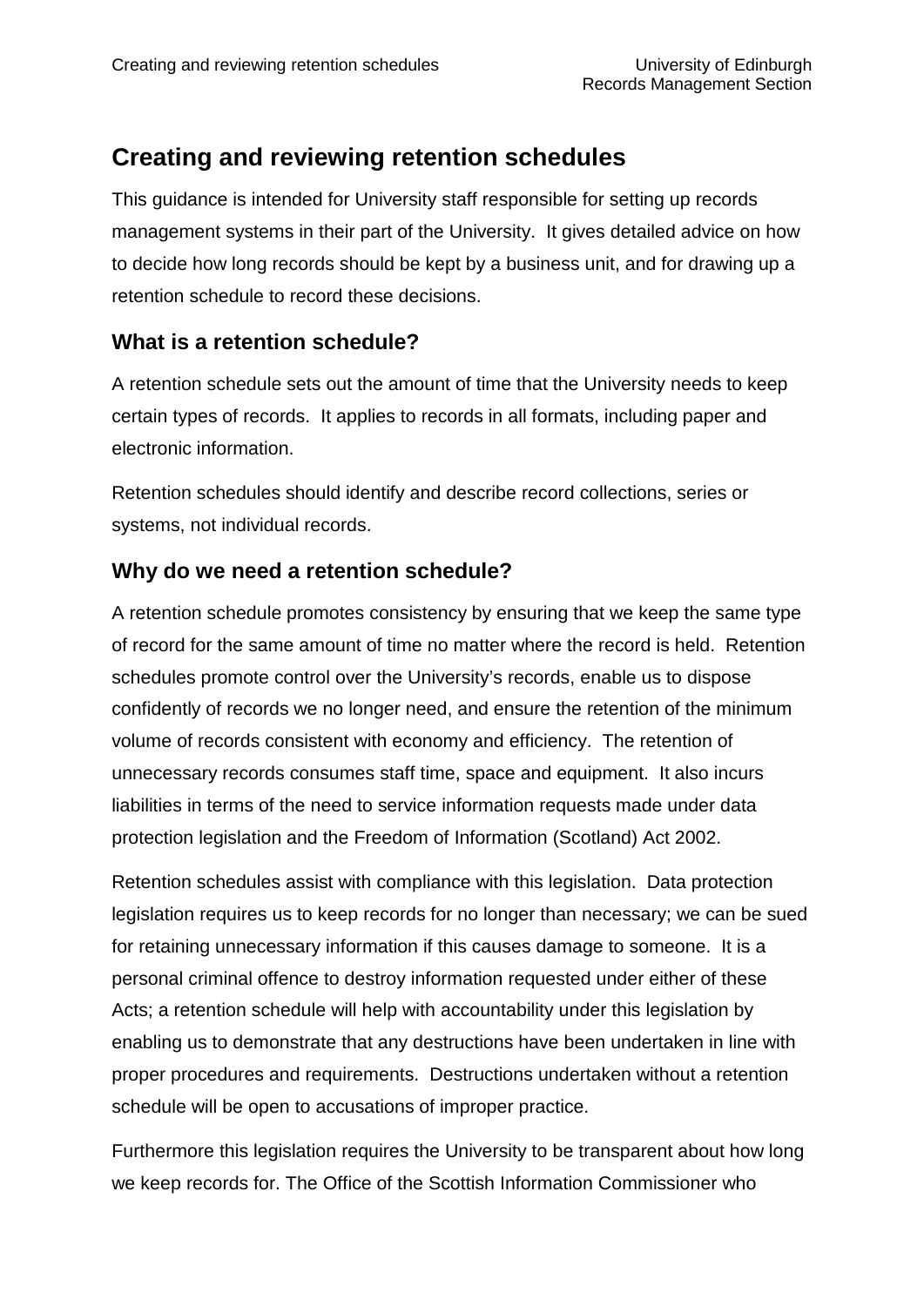# Creating and reviewing retention schedules

This guidance is intended for University staff responsible for setting up records management systems in their part of the University. It gives detailed advice on how to decide how long records should be kept by a business unit, and for drawing up a retention schedule to record these decisions.

## What is a retention schedule?

A retention schedule sets out the amount of time that the University needs to keep certain types of records. It applies to records in all formats, including paper and electronic information.

Retention schedules should identify and describe record collections, series or systems, not individual records.

## Why do we need a retention schedule?

A retention schedule promotes consistency by ensuring that we keep the same type of record for the same amount of time no matter where the record is held. Retention schedules promote control over the University's records, enable us to dispose confidently of records we no longer need, and ensure the retention of the minimum volume of records consistent with economy and efficiency. The retention of unnecessary records consumes staff time, space and equipment. It also incurs liabilities in terms of the need to service information requests made under data protection legislation and the Freedom of Information (Scotland) Act 2002.

Retention schedules assist with compliance with this legislation. Data protection legislation requires us to keep records for no longer than necessary; we can be sued for retaining unnecessary information if this causes damage to someone. It is a personal criminal offence to destroy information requested under either of these Acts; a retention schedule will help with accountability under this legislation by enabling us to demonstrate that any destructions have been undertaken in line with proper procedures and requirements. Destructions undertaken without a retention schedule will be open to accusations of improper practice.

Furthermore this legislation requires the University to be transparent about how long we keep records for. The Office of the Scottish Information Commissioner who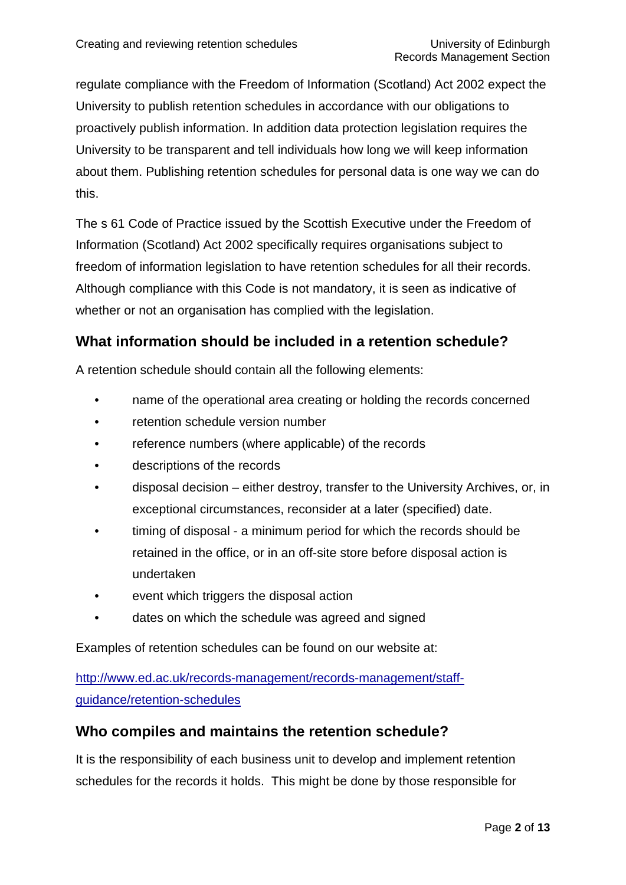regulate compliance with the Freedom of Information (Scotland) Act 2002 expect the University to publish retention schedules in accordance with our obligations to proactively publish information. In addition data protection legislation requires the University to be transparent and tell individuals how long we will keep information about them. Publishing retention schedules for personal data is one way we can do this.

The s 61 Code of Practice issued by the Scottish Executive under the Freedom of Information (Scotland) Act 2002 specifically requires organisations subject to freedom of information legislation to have retention schedules for all their records. Although compliance with this Code is not mandatory, it is seen as indicative of whether or not an organisation has complied with the legislation.

## What information should be included in a retention schedule?

A retention schedule should contain all the following elements:

- name of the operational area creating or holding the records concerned
- retention schedule version number
- reference numbers (where applicable) of the records
- descriptions of the records
- disposal decision – either destroy, transfer to the University Archives, or, in exceptional circumstances, reconsider at a later (specified) date.
- timing of disposal - a minimum period for which the records should be retained in the office, or in an off-site store before disposal action is undertaken
- event which triggers the disposal action
- dates on which the schedule was agreed and signed

Examples of retention schedules can be found on our website at:

[http://www.ed.ac.uk/records-management/records-management/staff-guidance/retention-schedules](http://www.ed.ac.uk/records-management/records-management/staff-guidance/retention-schedules)

## Who compiles and maintains the retention schedule?

It is the responsibility of each business unit to develop and implement retention schedules for the records it holds. This might be done by those responsible for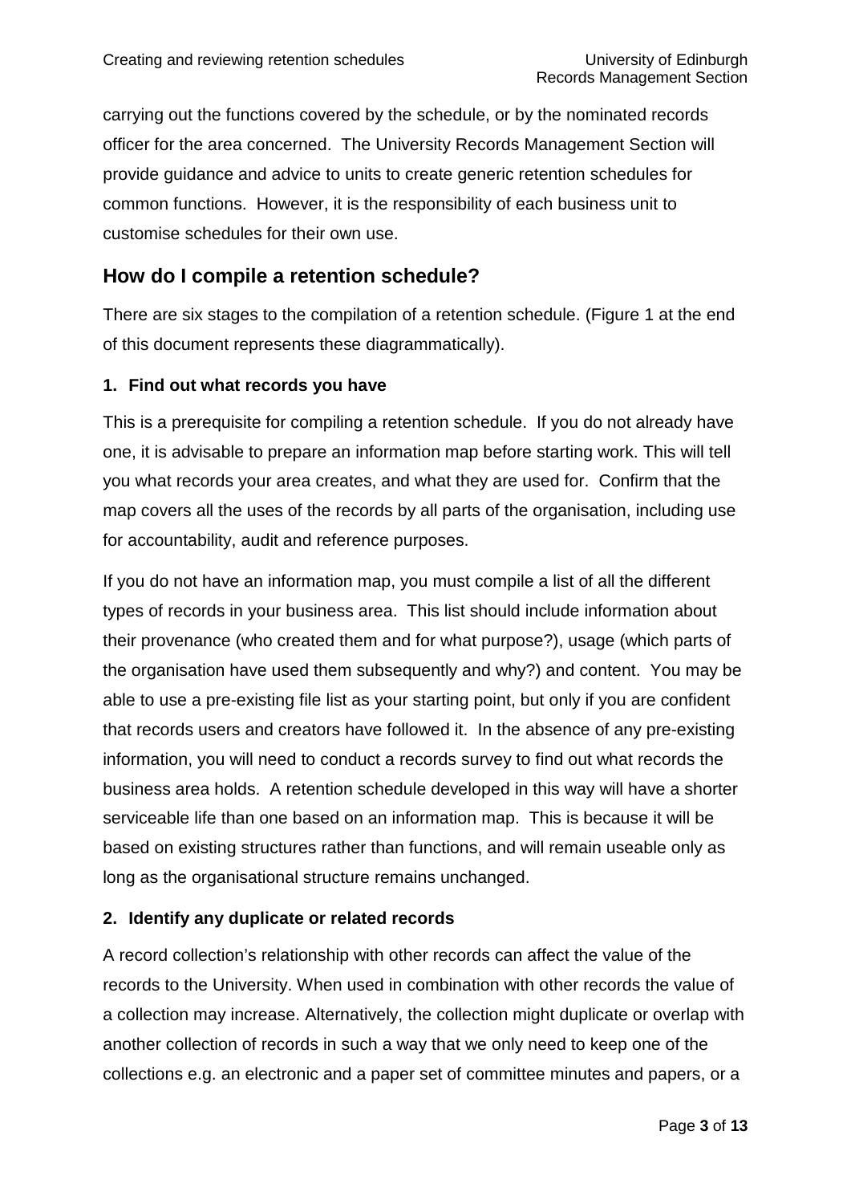carrying out the functions covered by the schedule, or by the nominated records officer for the area concerned. The University Records Management Section will provide guidance and advice to units to create generic retention schedules for common functions. However, it is the responsibility of each business unit to customise schedules for their own use.

## How do I compile a retention schedule?

There are six stages to the compilation of a retention schedule. (Figure 1 at the end of this document represents these diagrammatically).

### 1. Find out what records you have

This is a prerequisite for compiling a retention schedule. If you do not already have one, it is advisable to prepare an information map before starting work. This will tell you what records your area creates, and what they are used for. Confirm that the map covers all the uses of the records by all parts of the organisation, including use for accountability, audit and reference purposes.

If you do not have an information map, you must compile a list of all the different types of records in your business area. This list should include information about their provenance (who created them and for what purpose?), usage (which parts of the organisation have used them subsequently and why?) and content. You may be able to use a pre-existing file list as your starting point, but only if you are confident that records users and creators have followed it. In the absence of any pre-existing information, you will need to conduct a records survey to find out what records the business area holds. A retention schedule developed in this way will have a shorter serviceable life than one based on an information map. This is because it will be based on existing structures rather than functions, and will remain useable only as long as the organisational structure remains unchanged.

### 2. Identify any duplicate or related records

A record collection's relationship with other records can affect the value of the records to the University. When used in combination with other records the value of a collection may increase. Alternatively, the collection might duplicate or overlap with another collection of records in such a way that we only need to keep one of the collections e.g. an electronic and a paper set of committee minutes and papers, or a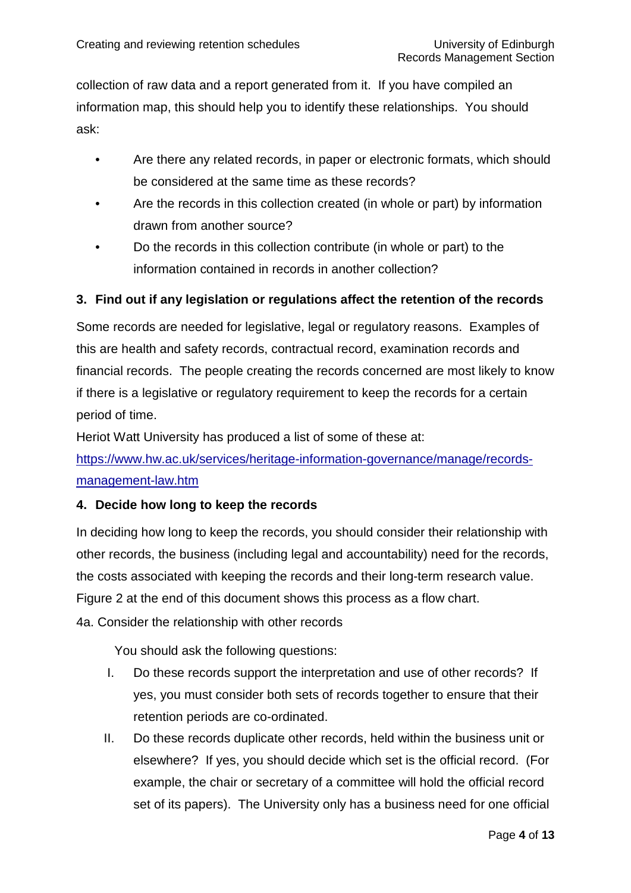collection of raw data and a report generated from it. If you have compiled an information map, this should help you to identify these relationships. You should ask:

- Are there any related records, in paper or electronic formats, which should be considered at the same time as these records?
- Are the records in this collection created (in whole or part) by information drawn from another source?
- Do the records in this collection contribute (in whole or part) to the information contained in records in another collection?

**3. Find out if any legislation or regulations affect the retention of the records**

Some records are needed for legislative, legal or regulatory reasons. Examples of this are health and safety records, contractual record, examination records and financial records. The people creating the records concerned are most likely to know if there is a legislative or regulatory requirement to keep the records for a certain period of time.

Heriot Watt University has produced a list of some of these at:
[https://www.hw.ac.uk/services/heritage-information-governance/manage/records-management-law.htm](https://www.hw.ac.uk/services/heritage-information-governance/manage/records-management-law.htm)

**4. Decide how long to keep the records**

In deciding how long to keep the records, you should consider their relationship with other records, the business (including legal and accountability) need for the records, the costs associated with keeping the records and their long-term research value. Figure 2 at the end of this document shows this process as a flow chart.

4a. Consider the relationship with other records

You should ask the following questions:

I. Do these records support the interpretation and use of other records? If yes, you must consider both sets of records together to ensure that their retention periods are co-ordinated.
II. Do these records duplicate other records, held within the business unit or elsewhere? If yes, you should decide which set is the official record. (For example, the chair or secretary of a committee will hold the official record set of its papers). The University only has a business need for one official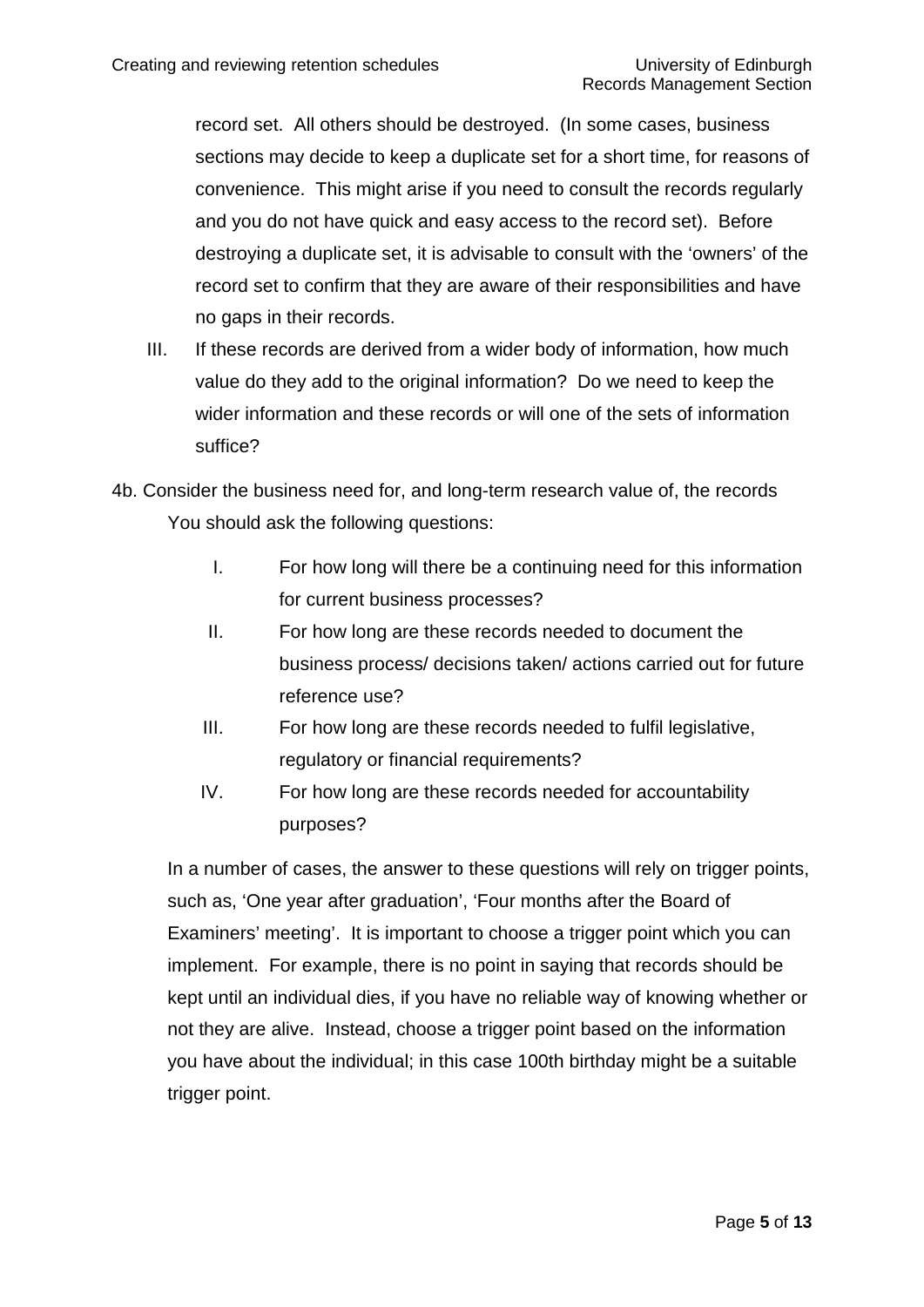record set. All others should be destroyed. (In some cases, business sections may decide to keep a duplicate set for a short time, for reasons of convenience. This might arise if you need to consult the records regularly and you do not have quick and easy access to the record set). Before destroying a duplicate set, it is advisable to consult with the 'owners' of the record set to confirm that they are aware of their responsibilities and have no gaps in their records.

III. If these records are derived from a wider body of information, how much value do they add to the original information? Do we need to keep the wider information and these records or will one of the sets of information suffice?

4b. Consider the business need for, and long-term research value of, the records

You should ask the following questions:

I. For how long will there be a continuing need for this information for current business processes?

II. For how long are these records needed to document the business process/ decisions taken/ actions carried out for future reference use?

III. For how long are these records needed to fulfil legislative, regulatory or financial requirements?

IV. For how long are these records needed for accountability purposes?

In a number of cases, the answer to these questions will rely on trigger points, such as, 'One year after graduation', 'Four months after the Board of Examiners' meeting'. It is important to choose a trigger point which you can implement. For example, there is no point in saying that records should be kept until an individual dies, if you have no reliable way of knowing whether or not they are alive. Instead, choose a trigger point based on the information you have about the individual; in this case 100th birthday might be a suitable trigger point.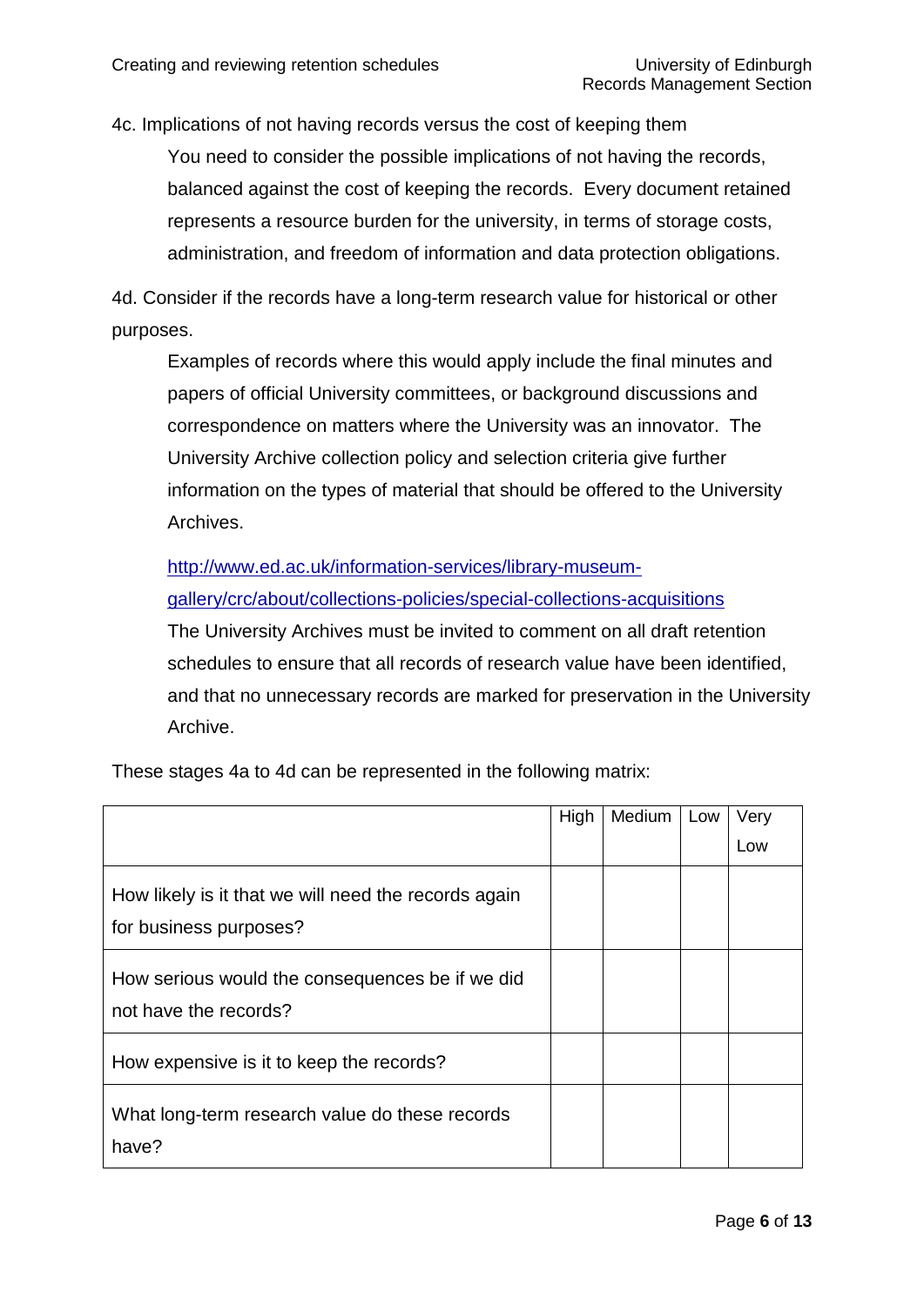4c. Implications of not having records versus the cost of keeping them

You need to consider the possible implications of not having the records, balanced against the cost of keeping the records. Every document retained represents a resource burden for the university, in terms of storage costs, administration, and freedom of information and data protection obligations.

4d. Consider if the records have a long-term research value for historical or other purposes.

Examples of records where this would apply include the final minutes and papers of official University committees, or background discussions and correspondence on matters where the University was an innovator. The University Archive collection policy and selection criteria give further information on the types of material that should be offered to the University Archives.

[http://www.ed.ac.uk/information-services/library-museum-gallery/crc/about/collections-policies/special-collections-acquisitions](http://www.ed.ac.uk/information-services/library-museum-gallery/crc/about/collections-policies/special-collections-acquisitions)

The University Archives must be invited to comment on all draft retention schedules to ensure that all records of research value have been identified, and that no unnecessary records are marked for preservation in the University Archive.

These stages 4a to 4d can be represented in the following matrix:

| | High | Medium | Low | Very Low |
|---|---|---|---|---|
| How likely is it that we will need the records again for business purposes? | | | | |
| How serious would the consequences be if we did not have the records? | | | | |
| How expensive is it to keep the records? | | | | |
| What long-term research value do these records have? | | | | |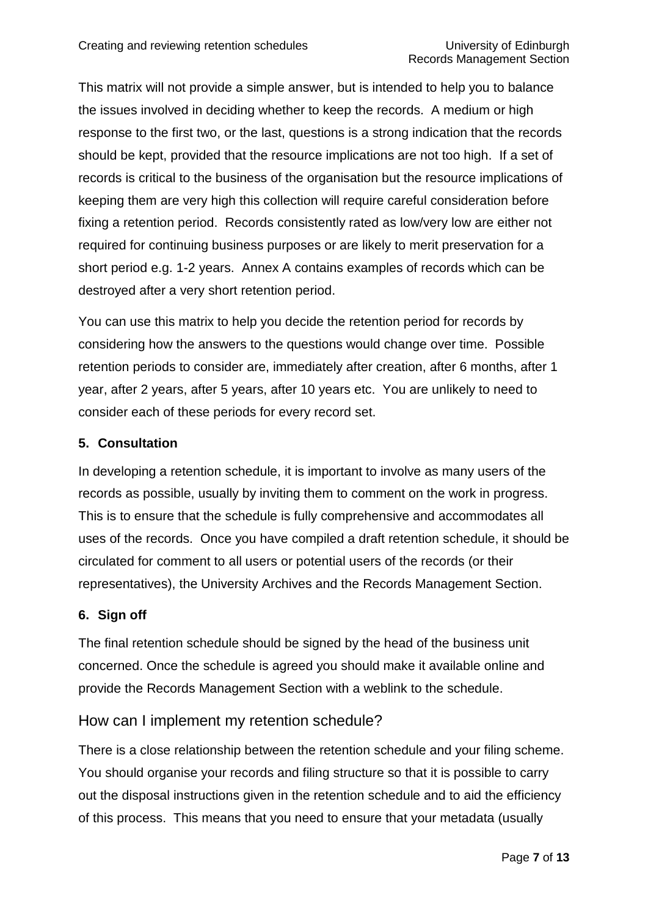This matrix will not provide a simple answer, but is intended to help you to balance the issues involved in deciding whether to keep the records. A medium or high response to the first two, or the last, questions is a strong indication that the records should be kept, provided that the resource implications are not too high. If a set of records is critical to the business of the organisation but the resource implications of keeping them are very high this collection will require careful consideration before fixing a retention period. Records consistently rated as low/very low are either not required for continuing business purposes or are likely to merit preservation for a short period e.g. 1-2 years. Annex A contains examples of records which can be destroyed after a very short retention period.

You can use this matrix to help you decide the retention period for records by considering how the answers to the questions would change over time. Possible retention periods to consider are, immediately after creation, after 6 months, after 1 year, after 2 years, after 5 years, after 10 years etc. You are unlikely to need to consider each of these periods for every record set.

### 5. Consultation

In developing a retention schedule, it is important to involve as many users of the records as possible, usually by inviting them to comment on the work in progress. This is to ensure that the schedule is fully comprehensive and accommodates all uses of the records. Once you have compiled a draft retention schedule, it should be circulated for comment to all users or potential users of the records (or their representatives), the University Archives and the Records Management Section.

### 6. Sign off

The final retention schedule should be signed by the head of the business unit concerned. Once the schedule is agreed you should make it available online and provide the Records Management Section with a weblink to the schedule.

## How can I implement my retention schedule?

There is a close relationship between the retention schedule and your filing scheme. You should organise your records and filing structure so that it is possible to carry out the disposal instructions given in the retention schedule and to aid the efficiency of this process. This means that you need to ensure that your metadata (usually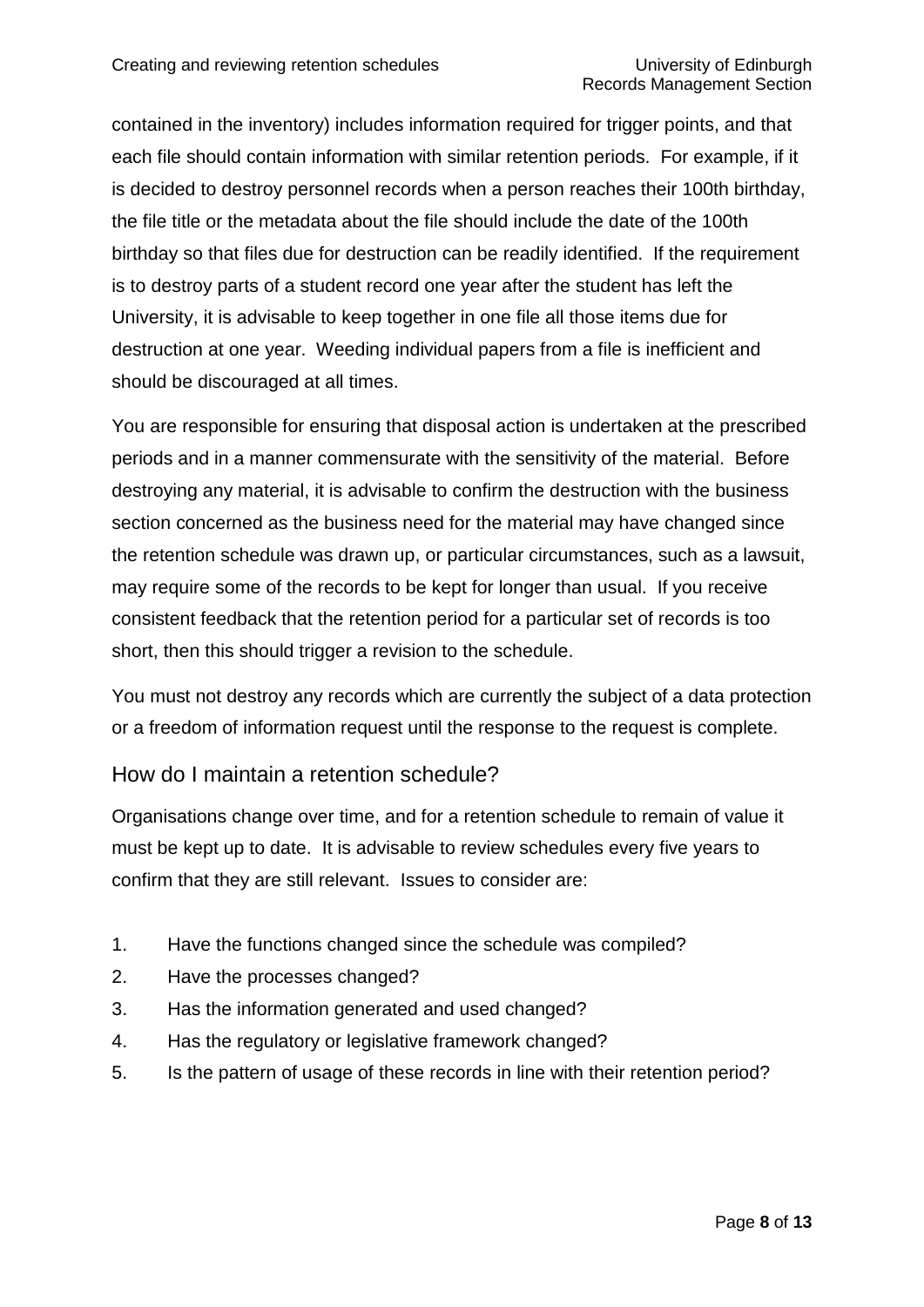contained in the inventory) includes information required for trigger points, and that each file should contain information with similar retention periods. For example, if it is decided to destroy personnel records when a person reaches their 100th birthday, the file title or the metadata about the file should include the date of the 100th birthday so that files due for destruction can be readily identified. If the requirement is to destroy parts of a student record one year after the student has left the University, it is advisable to keep together in one file all those items due for destruction at one year. Weeding individual papers from a file is inefficient and should be discouraged at all times.

You are responsible for ensuring that disposal action is undertaken at the prescribed periods and in a manner commensurate with the sensitivity of the material. Before destroying any material, it is advisable to confirm the destruction with the business section concerned as the business need for the material may have changed since the retention schedule was drawn up, or particular circumstances, such as a lawsuit, may require some of the records to be kept for longer than usual. If you receive consistent feedback that the retention period for a particular set of records is too short, then this should trigger a revision to the schedule.

You must not destroy any records which are currently the subject of a data protection or a freedom of information request until the response to the request is complete.

## How do I maintain a retention schedule?

Organisations change over time, and for a retention schedule to remain of value it must be kept up to date. It is advisable to review schedules every five years to confirm that they are still relevant. Issues to consider are:

1. Have the functions changed since the schedule was compiled?
2. Have the processes changed?
3. Has the information generated and used changed?
4. Has the regulatory or legislative framework changed?
5. Is the pattern of usage of these records in line with their retention period?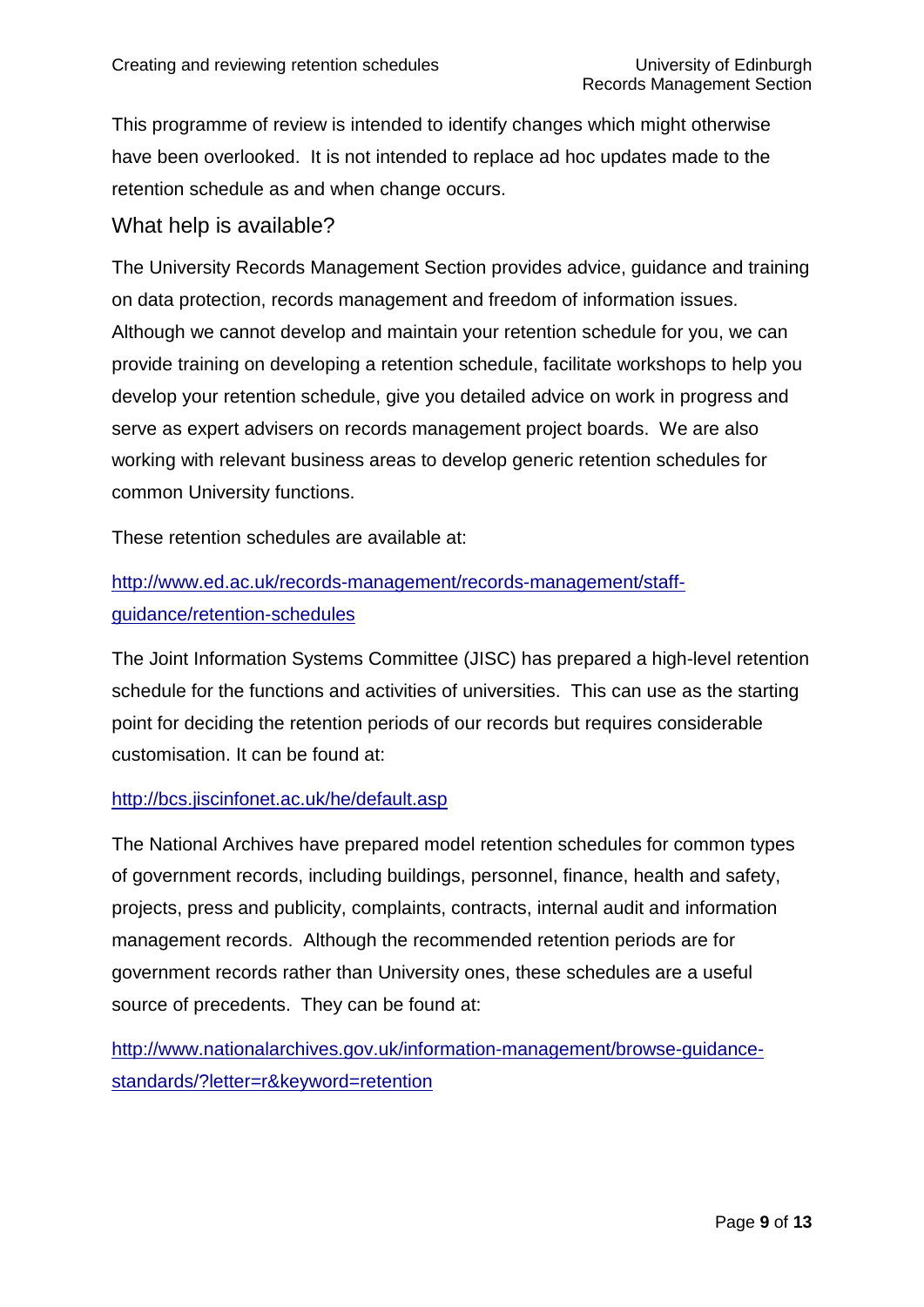This programme of review is intended to identify changes which might otherwise have been overlooked. It is not intended to replace ad hoc updates made to the retention schedule as and when change occurs.

## What help is available?

The University Records Management Section provides advice, guidance and training on data protection, records management and freedom of information issues. Although we cannot develop and maintain your retention schedule for you, we can provide training on developing a retention schedule, facilitate workshops to help you develop your retention schedule, give you detailed advice on work in progress and serve as expert advisers on records management project boards. We are also working with relevant business areas to develop generic retention schedules for common University functions.

These retention schedules are available at:

[http://www.ed.ac.uk/records-management/records-management/staff-guidance/retention-schedules](http://www.ed.ac.uk/records-management/records-management/staff-guidance/retention-schedules)

The Joint Information Systems Committee (JISC) has prepared a high-level retention schedule for the functions and activities of universities. This can use as the starting point for deciding the retention periods of our records but requires considerable customisation. It can be found at:

[http://bcs.jiscinfonet.ac.uk/he/default.asp](http://bcs.jiscinfonet.ac.uk/he/default.asp)

The National Archives have prepared model retention schedules for common types of government records, including buildings, personnel, finance, health and safety, projects, press and publicity, complaints, contracts, internal audit and information management records. Although the recommended retention periods are for government records rather than University ones, these schedules are a useful source of precedents. They can be found at:

[http://www.nationalarchives.gov.uk/information-management/browse-guidance-standards/?letter=r&keyword=retention](http://www.nationalarchives.gov.uk/information-management/browse-guidance-standards/?letter=r&keyword=retention)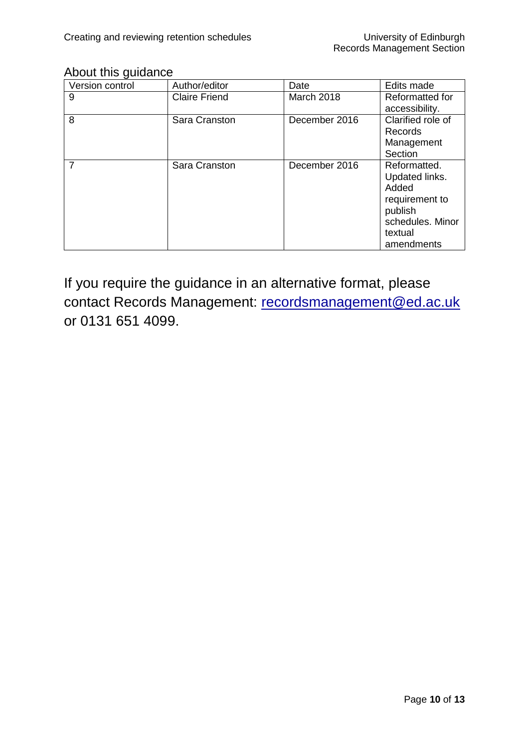## About this guidance

| Version control | Author/editor | Date | Edits made |
|---|---|---|---|
| 9 | Claire Friend | March 2018 | Reformatted for accessibility. |
| 8 | Sara Cranston | December 2016 | Clarified role of Records Management Section |
| 7 | Sara Cranston | December 2016 | Reformatted. Updated links. Added requirement to publish schedules. Minor textual amendments |

If you require the guidance in an alternative format, please contact Records Management: [recordsmanagement@ed.ac.uk](mailto:recordsmanagement@ed.ac.uk) or 0131 651 4099.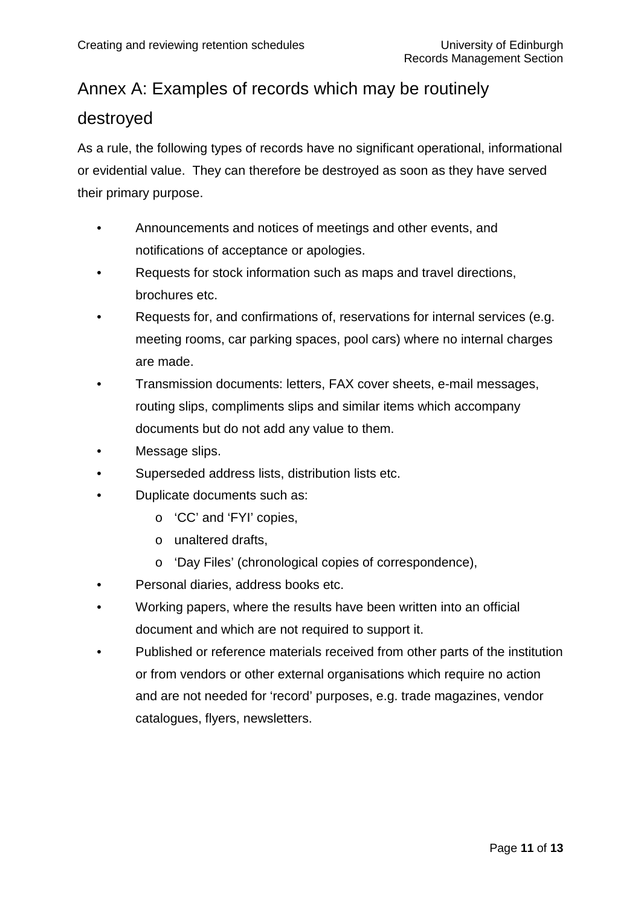# Annex A: Examples of records which may be routinely destroyed

As a rule, the following types of records have no significant operational, informational or evidential value. They can therefore be destroyed as soon as they have served their primary purpose.

- Announcements and notices of meetings and other events, and notifications of acceptance or apologies.
- Requests for stock information such as maps and travel directions, brochures etc.
- Requests for, and confirmations of, reservations for internal services (e.g. meeting rooms, car parking spaces, pool cars) where no internal charges are made.
- Transmission documents: letters, FAX cover sheets, e-mail messages, routing slips, compliments slips and similar items which accompany documents but do not add any value to them.
- Message slips.
- Superseded address lists, distribution lists etc.
- Duplicate documents such as:
  - 'CC' and 'FYI' copies,
  - unaltered drafts,
  - 'Day Files' (chronological copies of correspondence),
- Personal diaries, address books etc.
- Working papers, where the results have been written into an official document and which are not required to support it.
- Published or reference materials received from other parts of the institution or from vendors or other external organisations which require no action and are not needed for 'record' purposes, e.g. trade magazines, vendor catalogues, flyers, newsletters.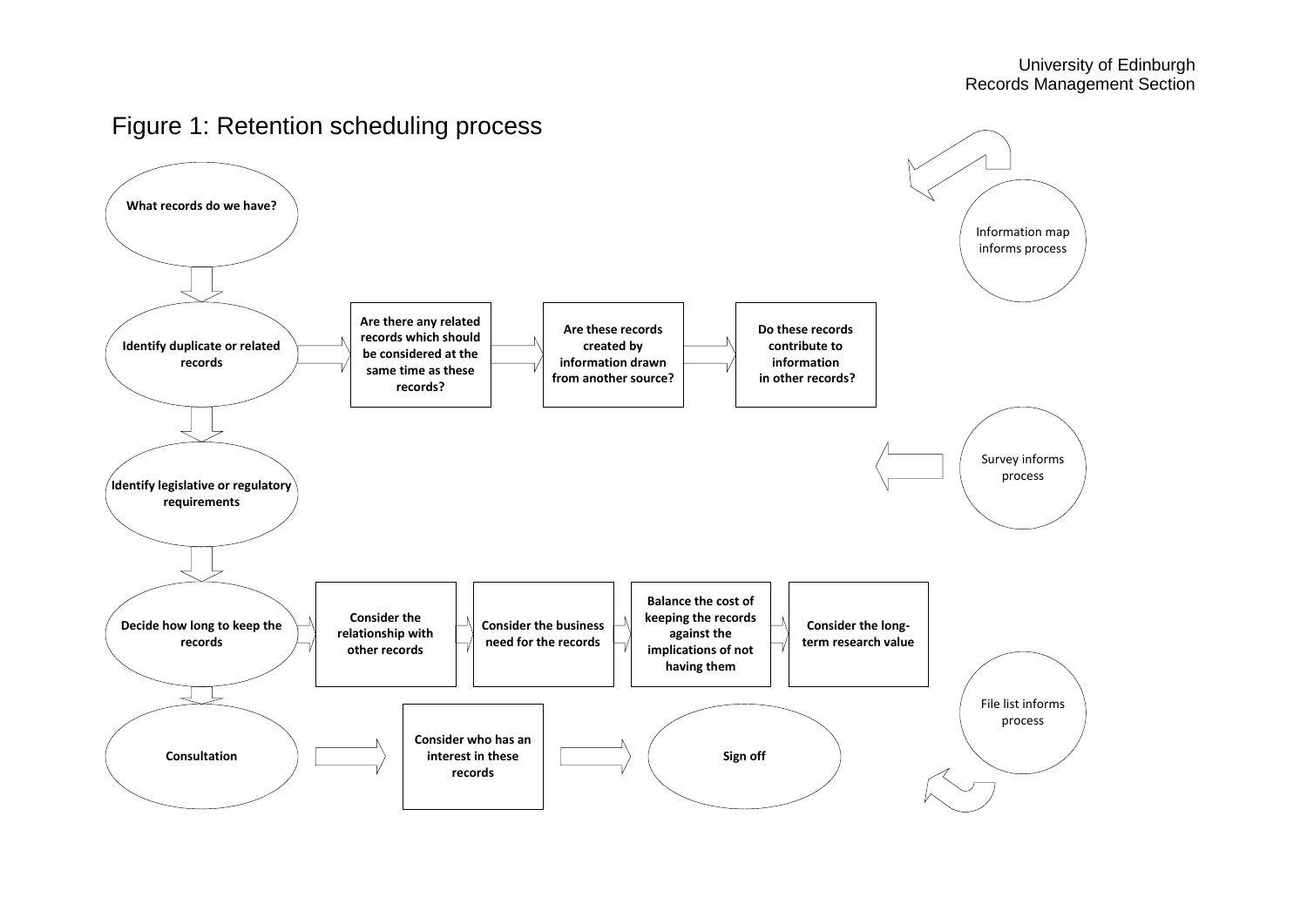University of Edinburgh
Records Management Section

# Figure 1: Retention scheduling process

**What records do we have?**

**Identify duplicate or related records**

- **Are there any related records which should be considered at the same time as these records?**
- **Are these records created by information drawn from another source?**
- **Do these records contribute to information in other records?**

**Identify legislative or regulatory requirements**

**Decide how long to keep the records**

- **Consider the relationship with other records**
- **Consider the business need for the records**
- **Balance the cost of keeping the records against the implications of not having them**
- **Consider the long-term research value**

**Consultation**

- **Consider who has an interest in these records**

**Sign off**

Information map informs process

Survey informs process

File list informs process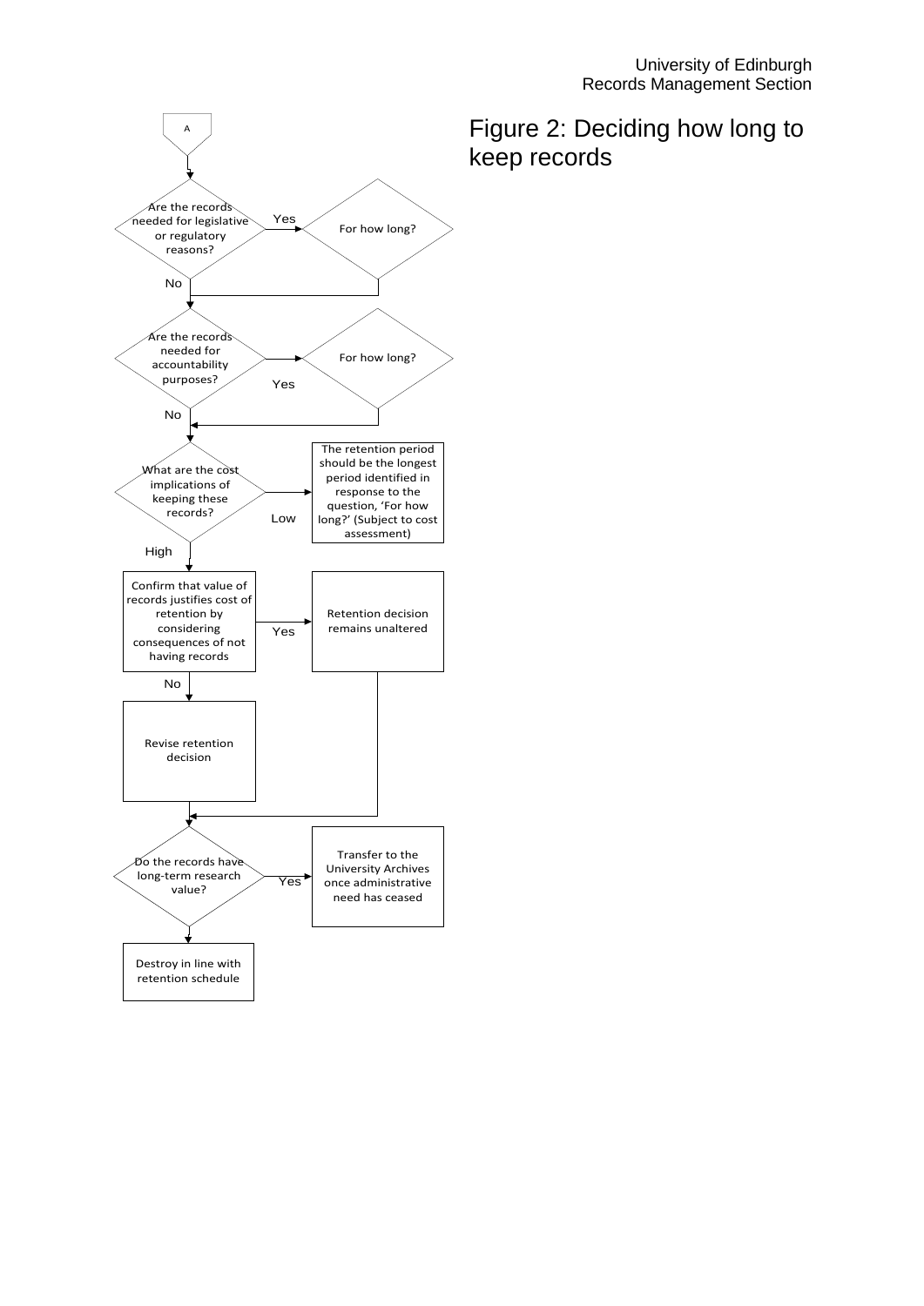# Figure 2: Deciding how long to keep records

A

Are the records needed for legislative or regulatory reasons?

Yes

For how long?

No

Are the records needed for accountability purposes?

For how long?

Yes

No

What are the cost implications of keeping these records?

Low

The retention period should be the longest period identified in response to the question, 'For how long?' (Subject to cost assessment)

High

Confirm that value of records justifies cost of retention by considering consequences of not having records

Yes

Retention decision remains unaltered

No

Revise retention decision

Do the records have long-term research value?

Yes

Transfer to the University Archives once administrative need has ceased

Destroy in line with retention schedule